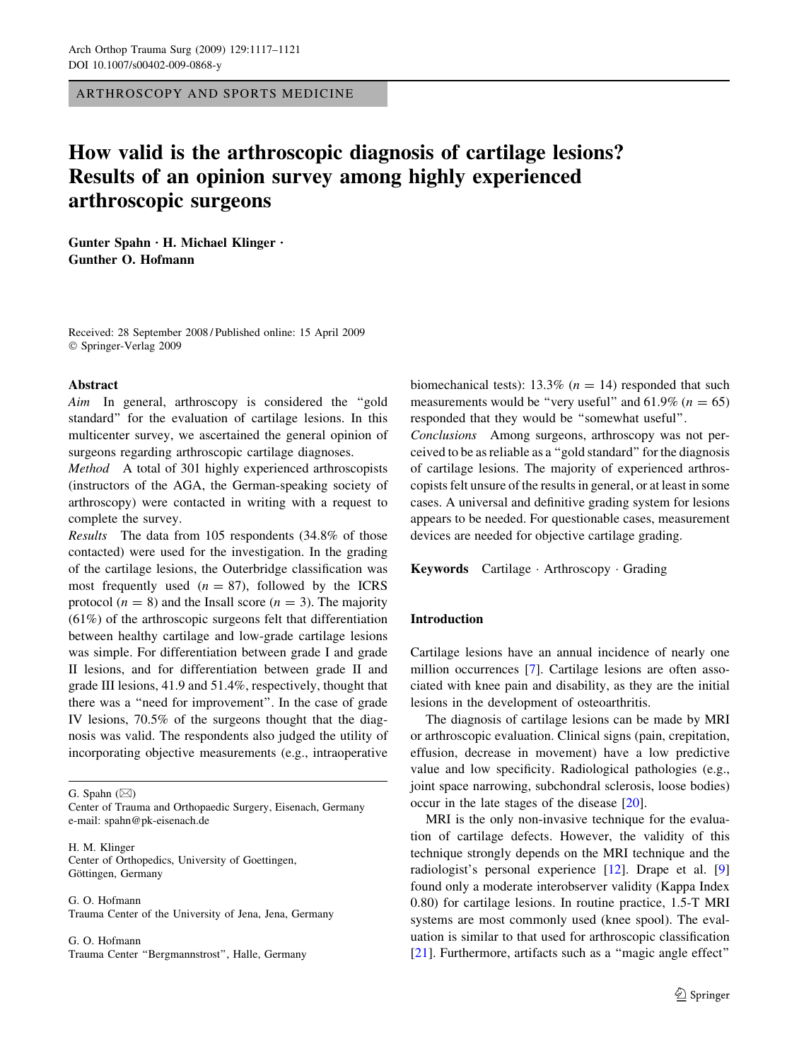ARTHROSCOPY AND SPORTS MEDICINE

# How valid is the arthroscopic diagnosis of cartilage lesions? Results of an opinion survey among highly experienced arthroscopic surgeons

**Gunter Spahn · H. Michael Klinger · Gunther O. Hofmann**

Received: 28 September 2008 / Published online: 15 April 2009
© Springer-Verlag 2009

## Abstract

*Aim* In general, arthroscopy is considered the "gold standard" for the evaluation of cartilage lesions. In this multicenter survey, we ascertained the general opinion of surgeons regarding arthroscopic cartilage diagnoses.

*Method* A total of 301 highly experienced arthroscopists (instructors of the AGA, the German-speaking society of arthroscopy) were contacted in writing with a request to complete the survey.

*Results* The data from 105 respondents (34.8% of those contacted) were used for the investigation. In the grading of the cartilage lesions, the Outerbridge classification was most frequently used ($n = 87$), followed by the ICRS protocol ($n = 8$) and the Insall score ($n = 3$). The majority (61%) of the arthroscopic surgeons felt that differentiation between healthy cartilage and low-grade cartilage lesions was simple. For differentiation between grade I and grade II lesions, and for differentiation between grade II and grade III lesions, 41.9 and 51.4%, respectively, thought that there was a "need for improvement". In the case of grade IV lesions, 70.5% of the surgeons thought that the diagnosis was valid. The respondents also judged the utility of incorporating objective measurements (e.g., intraoperative biomechanical tests): 13.3% ($n = 14$) responded that such measurements would be "very useful" and 61.9% ($n = 65$) responded that they would be "somewhat useful".

*Conclusions* Among surgeons, arthroscopy was not perceived to be as reliable as a "gold standard" for the diagnosis of cartilage lesions. The majority of experienced arthroscopists felt unsure of the results in general, or at least in some cases. A universal and definitive grading system for lesions appears to be needed. For questionable cases, measurement devices are needed for objective cartilage grading.

**Keywords** Cartilage · Arthroscopy · Grading

G. Spahn (✉)
Center of Trauma and Orthopaedic Surgery, Eisenach, Germany
e-mail: spahn@pk-eisenach.de

H. M. Klinger
Center of Orthopedics, University of Goettingen, Göttingen, Germany

G. O. Hofmann
Trauma Center of the University of Jena, Jena, Germany

G. O. Hofmann
Trauma Center "Bergmannstrost", Halle, Germany

## Introduction

Cartilage lesions have an annual incidence of nearly one million occurrences [7]. Cartilage lesions are often associated with knee pain and disability, as they are the initial lesions in the development of osteoarthritis.

The diagnosis of cartilage lesions can be made by MRI or arthroscopic evaluation. Clinical signs (pain, crepitation, effusion, decrease in movement) have a low predictive value and low specificity. Radiological pathologies (e.g., joint space narrowing, subchondral sclerosis, loose bodies) occur in the late stages of the disease [20].

MRI is the only non-invasive technique for the evaluation of cartilage defects. However, the validity of this technique strongly depends on the MRI technique and the radiologist's personal experience [12]. Drape et al. [9] found only a moderate interobserver validity (Kappa Index 0.80) for cartilage lesions. In routine practice, 1.5-T MRI systems are most commonly used (knee spool). The evaluation is similar to that used for arthroscopic classification [21]. Furthermore, artifacts such as a "magic angle effect"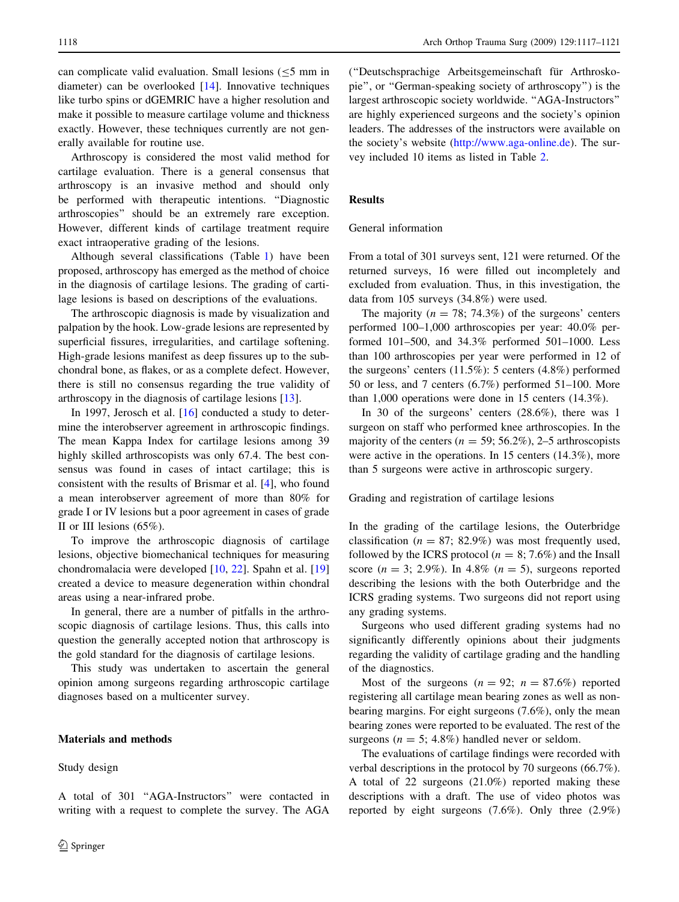can complicate valid evaluation. Small lesions (≤5 mm in diameter) can be overlooked [14]. Innovative techniques like turbo spins or dGEMRIC have a higher resolution and make it possible to measure cartilage volume and thickness exactly. However, these techniques currently are not generally available for routine use.

Arthroscopy is considered the most valid method for cartilage evaluation. There is a general consensus that arthroscopy is an invasive method and should only be performed with therapeutic intentions. "Diagnostic arthroscopies" should be an extremely rare exception. However, different kinds of cartilage treatment require exact intraoperative grading of the lesions.

Although several classifications (Table 1) have been proposed, arthroscopy has emerged as the method of choice in the diagnosis of cartilage lesions. The grading of cartilage lesions is based on descriptions of the evaluations.

The arthroscopic diagnosis is made by visualization and palpation by the hook. Low-grade lesions are represented by superficial fissures, irregularities, and cartilage softening. High-grade lesions manifest as deep fissures up to the subchondral bone, as flakes, or as a complete defect. However, there is still no consensus regarding the true validity of arthroscopy in the diagnosis of cartilage lesions [13].

In 1997, Jerosch et al. [16] conducted a study to determine the interobserver agreement in arthroscopic findings. The mean Kappa Index for cartilage lesions among 39 highly skilled arthroscopists was only 67.4. The best consensus was found in cases of intact cartilage; this is consistent with the results of Brismar et al. [4], who found a mean interobserver agreement of more than 80% for grade I or IV lesions but a poor agreement in cases of grade II or III lesions (65%).

To improve the arthroscopic diagnosis of cartilage lesions, objective biomechanical techniques for measuring chondromalacia were developed [10, 22]. Spahn et al. [19] created a device to measure degeneration within chondral areas using a near-infrared probe.

In general, there are a number of pitfalls in the arthroscopic diagnosis of cartilage lesions. Thus, this calls into question the generally accepted notion that arthroscopy is the gold standard for the diagnosis of cartilage lesions.

This study was undertaken to ascertain the general opinion among surgeons regarding arthroscopic cartilage diagnoses based on a multicenter survey.

## Materials and methods

### Study design

A total of 301 "AGA-Instructors" were contacted in writing with a request to complete the survey. The AGA ("Deutschsprachige Arbeitsgemeinschaft für Arthroskopie", or "German-speaking society of arthroscopy") is the largest arthroscopic society worldwide. "AGA-Instructors" are highly experienced surgeons and the society's opinion leaders. The addresses of the instructors were available on the society's website (http://www.aga-online.de). The survey included 10 items as listed in Table 2.

## Results

### General information

From a total of 301 surveys sent, 121 were returned. Of the returned surveys, 16 were filled out incompletely and excluded from evaluation. Thus, in this investigation, the data from 105 surveys (34.8%) were used.

The majority ($n = 78$; 74.3%) of the surgeons' centers performed 100–1,000 arthroscopies per year: 40.0% performed 101–500, and 34.3% performed 501–1000. Less than 100 arthroscopies per year were performed in 12 of the surgeons' centers (11.5%): 5 centers (4.8%) performed 50 or less, and 7 centers (6.7%) performed 51–100. More than 1,000 operations were done in 15 centers (14.3%).

In 30 of the surgeons' centers (28.6%), there was 1 surgeon on staff who performed knee arthroscopies. In the majority of the centers ($n = 59$; 56.2%), 2–5 arthroscopists were active in the operations. In 15 centers (14.3%), more than 5 surgeons were active in arthroscopic surgery.

### Grading and registration of cartilage lesions

In the grading of the cartilage lesions, the Outerbridge classification ($n = 87$; 82.9%) was most frequently used, followed by the ICRS protocol ($n = 8$; 7.6%) and the Insall score ($n = 3$; 2.9%). In 4.8% ($n = 5$), surgeons reported describing the lesions with the both Outerbridge and the ICRS grading systems. Two surgeons did not report using any grading systems.

Surgeons who used different grading systems had no significantly differently opinions about their judgments regarding the validity of cartilage grading and the handling of the diagnostics.

Most of the surgeons ($n = 92$; $n = 87.6\%$) reported registering all cartilage mean bearing zones as well as non-bearing margins. For eight surgeons (7.6%), only the mean bearing zones were reported to be evaluated. The rest of the surgeons ($n = 5$; 4.8%) handled never or seldom.

The evaluations of cartilage findings were recorded with verbal descriptions in the protocol by 70 surgeons (66.7%). A total of 22 surgeons (21.0%) reported making these descriptions with a draft. The use of video photos was reported by eight surgeons (7.6%). Only three (2.9%)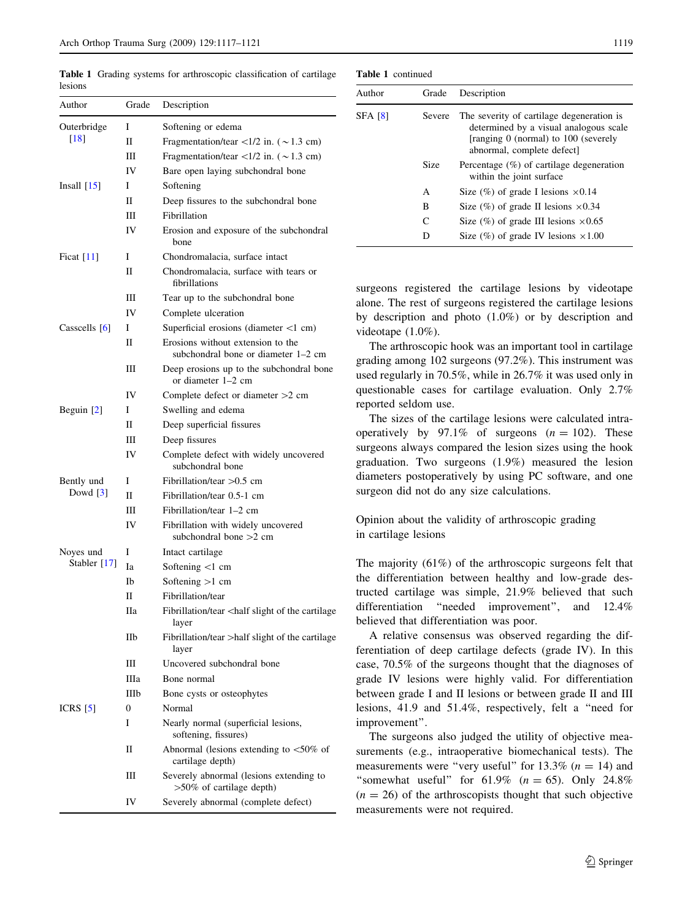**Table 1** Grading systems for arthroscopic classification of cartilage lesions

| Author | Grade | Description |
|---|---|---|
| Outerbridge [18] | I | Softening or edema |
| | II | Fragmentation/tear <1/2 in. (∼1.3 cm) |
| | III | Fragmentation/tear <1/2 in. (∼1.3 cm) |
| | IV | Bare open laying subchondral bone |
| Insall [15] | I | Softening |
| | II | Deep fissures to the subchondral bone |
| | III | Fibrillation |
| | IV | Erosion and exposure of the subchondral bone |
| Ficat [11] | I | Chondromalacia, surface intact |
| | II | Chondromalacia, surface with tears or fibrillations |
| | III | Tear up to the subchondral bone |
| | IV | Complete ulceration |
| Casscells [6] | I | Superficial erosions (diameter <1 cm) |
| | II | Erosions without extension to the subchondral bone or diameter 1–2 cm |
| | III | Deep erosions up to the subchondral bone or diameter 1–2 cm |
| | IV | Complete defect or diameter >2 cm |
| Beguin [2] | I | Swelling and edema |
| | II | Deep superficial fissures |
| | III | Deep fissures |
| | IV | Complete defect with widely uncovered subchondral bone |
| Bently und Dowd [3] | I | Fibrillation/tear >0.5 cm |
| | II | Fibrillation/tear 0.5-1 cm |
| | III | Fibrillation/tear 1–2 cm |
| | IV | Fibrillation with widely uncovered subchondral bone >2 cm |
| Noyes und Stabler [17] | I | Intact cartilage |
| | Ia | Softening <1 cm |
| | Ib | Softening >1 cm |
| | II | Fibrillation/tear |
| | IIa | Fibrillation/tear <half slight of the cartilage layer |
| | IIb | Fibrillation/tear >half slight of the cartilage layer |
| | III | Uncovered subchondral bone |
| | IIIa | Bone normal |
| | IIIb | Bone cysts or osteophytes |
| ICRS [5] | 0 | Normal |
| | I | Nearly normal (superficial lesions, softening, fissures) |
| | II | Abnormal (lesions extending to <50% of cartilage depth) |
| | III | Severely abnormal (lesions extending to >50% of cartilage depth) |
| | IV | Severely abnormal (complete defect) |
| SFA [8] | Severe | The severity of cartilage degeneration is determined by a visual analogous scale [ranging 0 (normal) to 100 (severely abnormal, complete defect] |
| | Size | Percentage (%) of cartilage degeneration within the joint surface |
| | A | Size (%) of grade I lesions ×0.14 |
| | B | Size (%) of grade II lesions ×0.34 |
| | C | Size (%) of grade III lesions ×0.65 |
| | D | Size (%) of grade IV lesions ×1.00 |

surgeons registered the cartilage lesions by videotape alone. The rest of surgeons registered the cartilage lesions by description and photo (1.0%) or by description and videotape (1.0%).

The arthroscopic hook was an important tool in cartilage grading among 102 surgeons (97.2%). This instrument was used regularly in 70.5%, while in 26.7% it was used only in questionable cases for cartilage evaluation. Only 2.7% reported seldom use.

The sizes of the cartilage lesions were calculated intraoperatively by 97.1% of surgeons ($n = 102$). These surgeons always compared the lesion sizes using the hook graduation. Two surgeons (1.9%) measured the lesion diameters postoperatively by using PC software, and one surgeon did not do any size calculations.

## Opinion about the validity of arthroscopic grading in cartilage lesions

The majority (61%) of the arthroscopic surgeons felt that the differentiation between healthy and low-grade destructed cartilage was simple, 21.9% believed that such differentiation "needed improvement", and 12.4% believed that differentiation was poor.

A relative consensus was observed regarding the differentiation of deep cartilage defects (grade IV). In this case, 70.5% of the surgeons thought that the diagnoses of grade IV lesions were highly valid. For differentiation between grade I and II lesions or between grade II and III lesions, 41.9 and 51.4%, respectively, felt a "need for improvement".

The surgeons also judged the utility of objective measurements (e.g., intraoperative biomechanical tests). The measurements were "very useful" for 13.3% ($n = 14$) and "somewhat useful" for 61.9% ($n = 65$). Only 24.8% ($n = 26$) of the arthroscopists thought that such objective measurements were not required.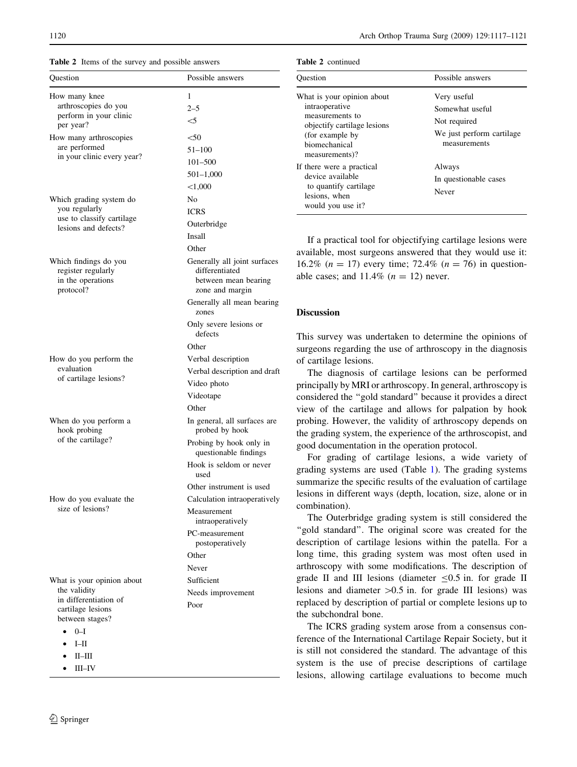**Table 2** Items of the survey and possible answers

| Question | Possible answers |
|---|---|
| How many knee arthroscopies do you perform in your clinic per year? | 1 |
| | 2–5 |
| | <5 |
| How many arthroscopies are performed in your clinic every year? | <50 |
| | 51–100 |
| | 101–500 |
| | 501–1,000 |
| | <1,000 |
| Which grading system do you regularly use to classify cartilage lesions and defects? | No |
| | ICRS |
| | Outerbridge |
| | Insall |
| | Other |
| Which findings do you register regularly in the operations protocol? | Generally all joint surfaces differentiated between mean bearing zone and margin |
| | Generally all mean bearing zones |
| | Only severe lesions or defects |
| | Other |
| How do you perform the evaluation of cartilage lesions? | Verbal description |
| | Verbal description and draft |
| | Video photo |
| | Videotape |
| | Other |
| When do you perform a hook probing of the cartilage? | In general, all surfaces are probed by hook |
| | Probing by hook only in questionable findings |
| | Hook is seldom or never used |
| | Other instrument is used |
| How do you evaluate the size of lesions? | Calculation intraoperatively |
| | Measurement intraoperatively |
| | PC-measurement postoperatively |
| | Other |
| | Never |
| What is your opinion about the validity in differentiation of cartilage lesions between stages? • 0–I • I–II • II–III • III–IV | Sufficient |
| | Needs improvement |
| | Poor |
| What is your opinion about intraoperative measurements to objectify cartilage lesions (for example by biomechanical measurements)? | Very useful |
| | Somewhat useful |
| | Not required |
| | We just perform cartilage measurements |
| If there were a practical device available to quantify cartilage lesions, when would you use it? | Always |
| | In questionable cases |
| | Never |

If a practical tool for objectifying cartilage lesions were available, most surgeons answered that they would use it: 16.2% ($n = 17$) every time; 72.4% ($n = 76$) in questionable cases; and 11.4% ($n = 12$) never.

## Discussion

This survey was undertaken to determine the opinions of surgeons regarding the use of arthroscopy in the diagnosis of cartilage lesions.

The diagnosis of cartilage lesions can be performed principally by MRI or arthroscopy. In general, arthroscopy is considered the "gold standard" because it provides a direct view of the cartilage and allows for palpation by hook probing. However, the validity of arthroscopy depends on the grading system, the experience of the arthroscopist, and good documentation in the operation protocol.

For grading of cartilage lesions, a wide variety of grading systems are used (Table 1). The grading systems summarize the specific results of the evaluation of cartilage lesions in different ways (depth, location, size, alone or in combination).

The Outerbridge grading system is still considered the "gold standard". The original score was created for the description of cartilage lesions within the patella. For a long time, this grading system was most often used in arthroscopy with some modifications. The description of grade II and III lesions (diameter $\leq$0.5 in. for grade II lesions and diameter >0.5 in. for grade III lesions) was replaced by description of partial or complete lesions up to the subchondral bone.

The ICRS grading system arose from a consensus conference of the International Cartilage Repair Society, but it is still not considered the standard. The advantage of this system is the use of precise descriptions of cartilage lesions, allowing cartilage evaluations to become much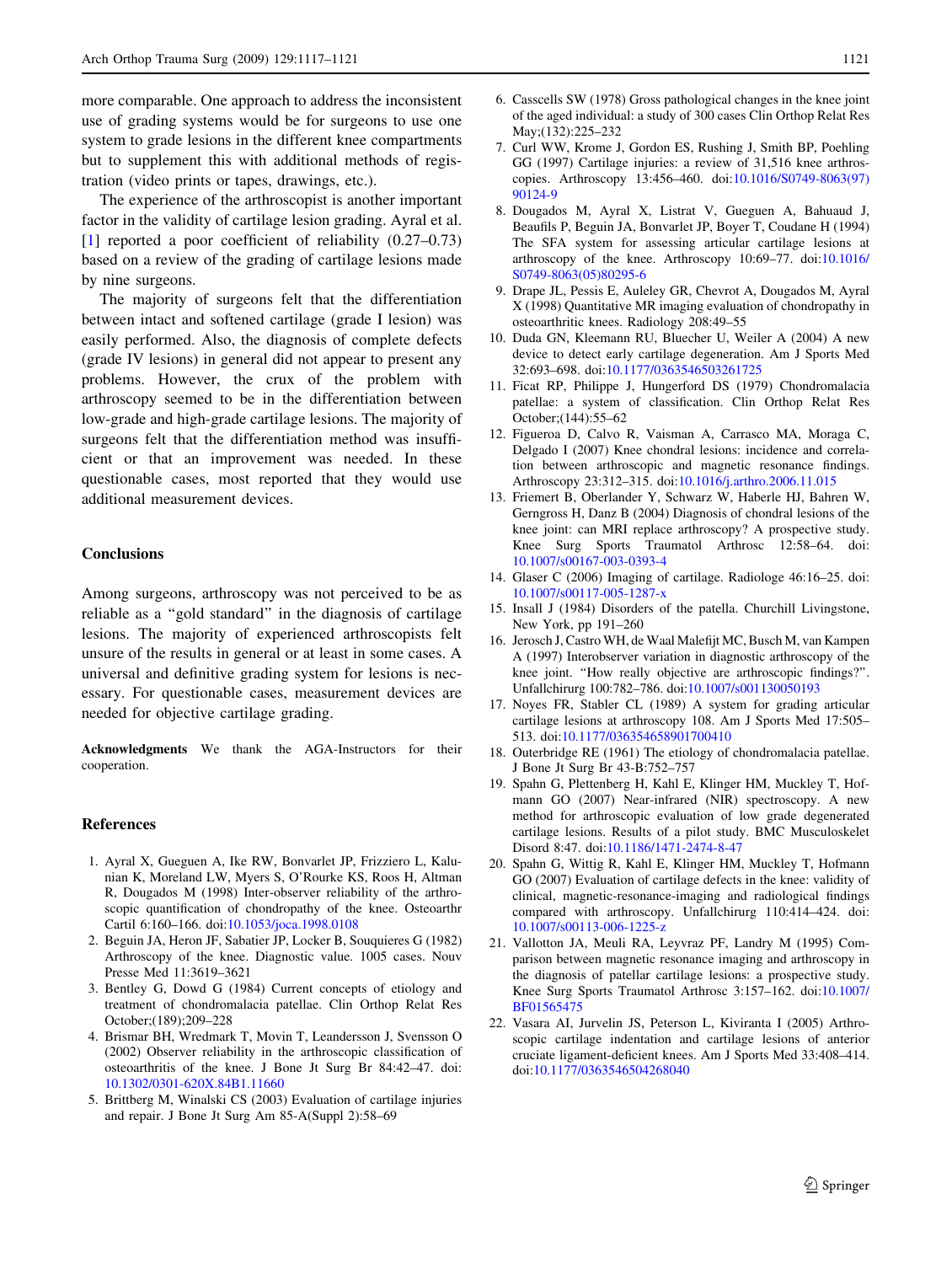more comparable. One approach to address the inconsistent use of grading systems would be for surgeons to use one system to grade lesions in the different knee compartments but to supplement this with additional methods of registration (video prints or tapes, drawings, etc.).

The experience of the arthroscopist is another important factor in the validity of cartilage lesion grading. Ayral et al. [1] reported a poor coefficient of reliability (0.27–0.73) based on a review of the grading of cartilage lesions made by nine surgeons.

The majority of surgeons felt that the differentiation between intact and softened cartilage (grade I lesion) was easily performed. Also, the diagnosis of complete defects (grade IV lesions) in general did not appear to present any problems. However, the crux of the problem with arthroscopy seemed to be in the differentiation between low-grade and high-grade cartilage lesions. The majority of surgeons felt that the differentiation method was insufficient or that an improvement was needed. In these questionable cases, most reported that they would use additional measurement devices.

## Conclusions

Among surgeons, arthroscopy was not perceived to be as reliable as a "gold standard" in the diagnosis of cartilage lesions. The majority of experienced arthroscopists felt unsure of the results in general or at least in some cases. A universal and definitive grading system for lesions is necessary. For questionable cases, measurement devices are needed for objective cartilage grading.

**Acknowledgments** We thank the AGA-Instructors for their cooperation.

## References

1. Ayral X, Gueguen A, Ike RW, Bonvarlet JP, Frizziero L, Kalunian K, Moreland LW, Myers S, O'Rourke KS, Roos H, Altman R, Dougados M (1998) Inter-observer reliability of the arthroscopic quantification of chondropathy of the knee. Osteoarthr Cartil 6:160–166. doi:10.1053/joca.1998.0108
2. Beguin JA, Heron JF, Sabatier JP, Locker B, Souquieres G (1982) Arthroscopy of the knee. Diagnostic value. 1005 cases. Nouv Presse Med 11:3619–3621
3. Bentley G, Dowd G (1984) Current concepts of etiology and treatment of chondromalacia patellae. Clin Orthop Relat Res October;(189);209–228
4. Brismar BH, Wredmark T, Movin T, Leandersson J, Svensson O (2002) Observer reliability in the arthroscopic classification of osteoarthritis of the knee. J Bone Jt Surg Br 84:42–47. doi:10.1302/0301-620X.84B1.11660
5. Brittberg M, Winalski CS (2003) Evaluation of cartilage injuries and repair. J Bone Jt Surg Am 85-A(Suppl 2):58–69
6. Casscells SW (1978) Gross pathological changes in the knee joint of the aged individual: a study of 300 cases Clin Orthop Relat Res May;(132):225–232
7. Curl WW, Krome J, Gordon ES, Rushing J, Smith BP, Poehling GG (1997) Cartilage injuries: a review of 31,516 knee arthroscopies. Arthroscopy 13:456–460. doi:10.1016/S0749-8063(97)90124-9
8. Dougados M, Ayral X, Listrat V, Gueguen A, Bahuaud J, Beaufils P, Beguin JA, Bonvarlet JP, Boyer T, Coudane H (1994) The SFA system for assessing articular cartilage lesions at arthroscopy of the knee. Arthroscopy 10:69–77. doi:10.1016/S0749-8063(05)80295-6
9. Drape JL, Pessis E, Auleley GR, Chevrot A, Dougados M, Ayral X (1998) Quantitative MR imaging evaluation of chondropathy in osteoarthritic knees. Radiology 208:49–55
10. Duda GN, Kleemann RU, Bluecher U, Weiler A (2004) A new device to detect early cartilage degeneration. Am J Sports Med 32:693–698. doi:10.1177/0363546503261725
11. Ficat RP, Philippe J, Hungerford DS (1979) Chondromalacia patellae: a system of classification. Clin Orthop Relat Res October;(144):55–62
12. Figueroa D, Calvo R, Vaisman A, Carrasco MA, Moraga C, Delgado I (2007) Knee chondral lesions: incidence and correlation between arthroscopic and magnetic resonance findings. Arthroscopy 23:312–315. doi:10.1016/j.arthro.2006.11.015
13. Friemert B, Oberlander Y, Schwarz W, Haberle HJ, Bahren W, Gerngross H, Danz B (2004) Diagnosis of chondral lesions of the knee joint: can MRI replace arthroscopy? A prospective study. Knee Surg Sports Traumatol Arthrosc 12:58–64. doi:10.1007/s00167-003-0393-4
14. Glaser C (2006) Imaging of cartilage. Radiologe 46:16–25. doi:10.1007/s00117-005-1287-x
15. Insall J (1984) Disorders of the patella. Churchill Livingstone, New York, pp 191–260
16. Jerosch J, Castro WH, de Waal Malefijt MC, Busch M, van Kampen A (1997) Interobserver variation in diagnostic arthroscopy of the knee joint. "How really objective are arthroscopic findings?". Unfallchirurg 100:782–786. doi:10.1007/s001130050193
17. Noyes FR, Stabler CL (1989) A system for grading articular cartilage lesions at arthroscopy 108. Am J Sports Med 17:505–513. doi:10.1177/036354658901700410
18. Outerbridge RE (1961) The etiology of chondromalacia patellae. J Bone Jt Surg Br 43-B:752–757
19. Spahn G, Plettenberg H, Kahl E, Klinger HM, Muckley T, Hofmann GO (2007) Near-infrared (NIR) spectroscopy. A new method for arthroscopic evaluation of low grade degenerated cartilage lesions. Results of a pilot study. BMC Musculoskelet Disord 8:47. doi:10.1186/1471-2474-8-47
20. Spahn G, Wittig R, Kahl E, Klinger HM, Muckley T, Hofmann GO (2007) Evaluation of cartilage defects in the knee: validity of clinical, magnetic-resonance-imaging and radiological findings compared with arthroscopy. Unfallchirurg 110:414–424. doi:10.1007/s00113-006-1225-z
21. Vallotton JA, Meuli RA, Leyvraz PF, Landry M (1995) Comparison between magnetic resonance imaging and arthroscopy in the diagnosis of patellar cartilage lesions: a prospective study. Knee Surg Sports Traumatol Arthrosc 3:157–162. doi:10.1007/BF01565475
22. Vasara AI, Jurvelin JS, Peterson L, Kiviranta I (2005) Arthroscopic cartilage indentation and cartilage lesions of anterior cruciate ligament-deficient knees. Am J Sports Med 33:408–414. doi:10.1177/0363546504268040